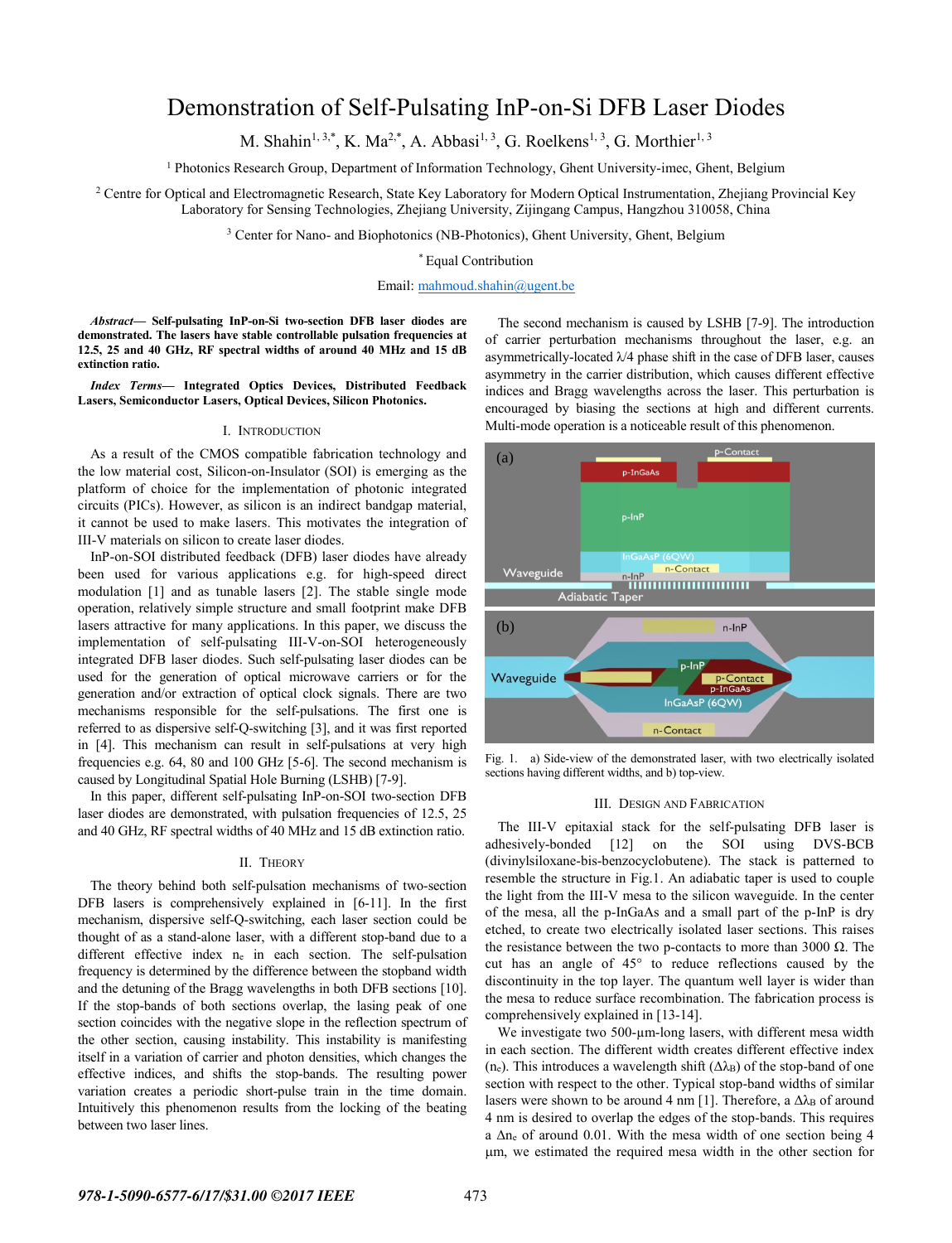# Demonstration of Self-Pulsating InP-on-Si DFB Laser Diodes

M. Shahin[1,3,*], K. Ma[2,*], A. Abbasi[1,3], G. Roelkens[1,3], G. Morthier[1,3]

[1] Photonics Research Group, Department of Information Technology, Ghent University-imec, Ghent, Belgium

[2] Centre for Optical and Electromagnetic Research, State Key Laboratory for Modern Optical Instrumentation, Zhejiang Provincial Key Laboratory for Sensing Technologies, Zhejiang University, Zijingang Campus, Hangzhou 310058, China

[3] Center for Nano- and Biophotonics (NB-Photonics), Ghent University, Ghent, Belgium

[*] Equal Contribution

Email: mahmoud.shahin@ugent.be

***Abstract*— Self-pulsating InP-on-Si two-section DFB laser diodes are demonstrated. The lasers have stable controllable pulsation frequencies at 12.5, 25 and 40 GHz, RF spectral widths of around 40 MHz and 15 dB extinction ratio.**

***Index Terms*— Integrated Optics Devices, Distributed Feedback Lasers, Semiconductor Lasers, Optical Devices, Silicon Photonics.**

## I. Introduction

As a result of the CMOS compatible fabrication technology and the low material cost, Silicon-on-Insulator (SOI) is emerging as the platform of choice for the implementation of photonic integrated circuits (PICs). However, as silicon is an indirect bandgap material, it cannot be used to make lasers. This motivates the integration of III-V materials on silicon to create laser diodes.

InP-on-SOI distributed feedback (DFB) laser diodes have already been used for various applications e.g. for high-speed direct modulation [1] and as tunable lasers [2]. The stable single mode operation, relatively simple structure and small footprint make DFB lasers attractive for many applications. In this paper, we discuss the implementation of self-pulsating III-V-on-SOI heterogeneously integrated DFB laser diodes. Such self-pulsating laser diodes can be used for the generation of optical microwave carriers or for the generation and/or extraction of optical clock signals. There are two mechanisms responsible for the self-pulsations. The first one is referred to as dispersive self-Q-switching [3], and it was first reported in [4]. This mechanism can result in self-pulsations at very high frequencies e.g. 64, 80 and 100 GHz [5-6]. The second mechanism is caused by Longitudinal Spatial Hole Burning (LSHB) [7-9].

In this paper, different self-pulsating InP-on-SOI two-section DFB laser diodes are demonstrated, with pulsation frequencies of 12.5, 25 and 40 GHz, RF spectral widths of 40 MHz and 15 dB extinction ratio.

## II. Theory

The theory behind both self-pulsation mechanisms of two-section DFB lasers is comprehensively explained in [6-11]. In the first mechanism, dispersive self-Q-switching, each laser section could be thought of as a stand-alone laser, with a different stop-band due to a different effective index $n_e$ in each section. The self-pulsation frequency is determined by the difference between the stopband width and the detuning of the Bragg wavelengths in both DFB sections [10]. If the stop-bands of both sections overlap, the lasing peak of one section coincides with the negative slope in the reflection spectrum of the other section, causing instability. This instability is manifesting itself in a variation of carrier and photon densities, which changes the effective indices, and shifts the stop-bands. The resulting power variation creates a periodic short-pulse train in the time domain. Intuitively this phenomenon results from the locking of the beating between two laser lines.

The second mechanism is caused by LSHB [7-9]. The introduction of carrier perturbation mechanisms throughout the laser, e.g. an asymmetrically-located $\lambda/4$ phase shift in the case of DFB laser, causes asymmetry in the carrier distribution, which causes different effective indices and Bragg wavelengths across the laser. This perturbation is encouraged by biasing the sections at high and different currents. Multi-mode operation is a noticeable result of this phenomenon.

(a)
p-Contact
p-InGaAs
p-InP
InGaAsP (6QW)
n-Contact
Waveguide
n-InP
Adiabatic Taper

(b)
n-InP
p-InP
Waveguide
p-Contact
p-InGaAs
InGaAsP (6QW)
n-Contact

Fig. 1. a) Side-view of the demonstrated laser, with two electrically isolated sections having different widths, and b) top-view.

## III. Design and Fabrication

The III-V epitaxial stack for the self-pulsating DFB laser is adhesively-bonded [12] on the SOI using DVS-BCB (divinylsiloxane-bis-benzocyclobutene). The stack is patterned to resemble the structure in Fig.1. An adiabatic taper is used to couple the light from the III-V mesa to the silicon waveguide. In the center of the mesa, all the p-InGaAs and a small part of the p-InP is dry etched, to create two electrically isolated laser sections. This raises the resistance between the two p-contacts to more than 3000 Ω. The cut has an angle of 45° to reduce reflections caused by the discontinuity in the top layer. The quantum well layer is wider than the mesa to reduce surface recombination. The fabrication process is comprehensively explained in [13-14].

We investigate two 500-µm-long lasers, with different mesa width in each section. The different width creates different effective index ($n_e$). This introduces a wavelength shift ($\Delta\lambda_B$) of the stop-band of one section with respect to the other. Typical stop-band widths of similar lasers were shown to be around 4 nm [1]. Therefore, a $\Delta\lambda_B$ of around 4 nm is desired to overlap the edges of the stop-bands. This requires a $\Delta n_e$ of around 0.01. With the mesa width of one section being 4 µm, we estimated the required mesa width in the other section for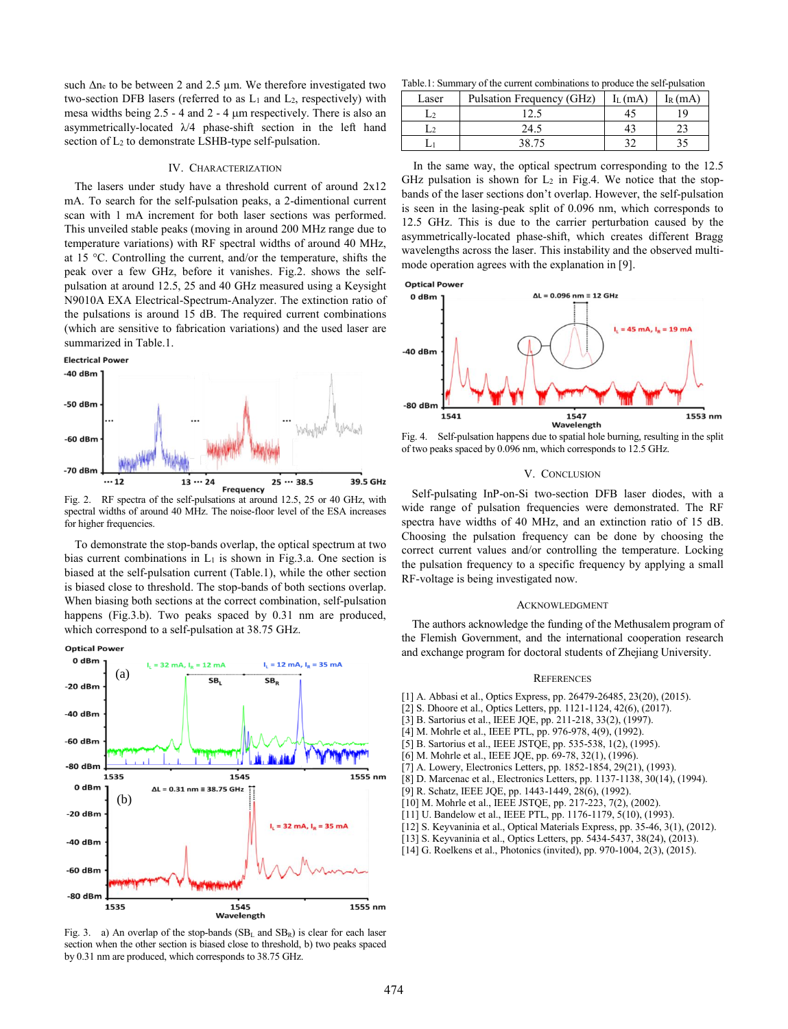such $\Delta n_e$ to be between 2 and 2.5 µm. We therefore investigated two two-section DFB lasers (referred to as $L_1$ and $L_2$, respectively) with mesa widths being 2.5 - 4 and 2 - 4 µm respectively. There is also an asymmetrically-located $\lambda/4$ phase-shift section in the left hand section of $L_2$ to demonstrate LSHB-type self-pulsation.

## IV. Characterization

The lasers under study have a threshold current of around 2x12 mA. To search for the self-pulsation peaks, a 2-dimentional current scan with 1 mA increment for both laser sections was performed. This unveiled stable peaks (moving in around 200 MHz range due to temperature variations) with RF spectral widths of around 40 MHz, at 15 °C. Controlling the current, and/or the temperature, shifts the peak over a few GHz, before it vanishes. Fig.2. shows the self-pulsation at around 12.5, 25 and 40 GHz measured using a Keysight N9010A EXA Electrical-Spectrum-Analyzer. The extinction ratio of the pulsations is around 15 dB. The required current combinations (which are sensitive to fabrication variations) and the used laser are summarized in Table.1.

Electrical Power
-40 dBm
-50 dBm
-60 dBm
-70 dBm
··· 12
13 ··· 24
25 ··· 38.5
39.5 GHz
Frequency

Fig. 2. RF spectra of the self-pulsations at around 12.5, 25 or 40 GHz, with spectral widths of around 40 MHz. The noise-floor level of the ESA increases for higher frequencies.

To demonstrate the stop-bands overlap, the optical spectrum at two bias current combinations in $L_1$ is shown in Fig.3.a. One section is biased at the self-pulsation current (Table.1), while the other section is biased close to threshold. The stop-bands of both sections overlap. When biasing both sections at the correct combination, self-pulsation happens (Fig.3.b). Two peaks spaced by 0.31 nm are produced, which correspond to a self-pulsation at 38.75 GHz.

Optical Power
0 dBm
(a)
$I_L$ = 32 mA, $I_R$ = 12 mA
$I_L$ = 12 mA, $I_R$ = 35 mA
$SB_L$
$SB_R$
-20 dBm
-40 dBm
-60 dBm
-80 dBm
1535
1545
1555 nm
0 dBm
(b)
ΔL = 0.31 nm ≡ 38.75 GHz
$I_L$ = 32 mA, $I_R$ = 35 mA
-20 dBm
-40 dBm
-60 dBm
-80 dBm
1535
1545
1555 nm
Wavelength

Fig. 3. a) An overlap of the stop-bands ($SB_L$ and $SB_R$) is clear for each laser section when the other section is biased close to threshold, b) two peaks spaced by 0.31 nm are produced, which corresponds to 38.75 GHz.

Table.1: Summary of the current combinations to produce the self-pulsation

| Laser | Pulsation Frequency (GHz) | $I_L$ (mA) | $I_R$ (mA) |
|---|---|---|---|
| $L_2$ | 12.5 | 45 | 19 |
| $L_2$ | 24.5 | 43 | 23 |
| $L_1$ | 38.75 | 32 | 35 |

In the same way, the optical spectrum corresponding to the 12.5 GHz pulsation is shown for $L_2$ in Fig.4. We notice that the stop-bands of the laser sections don't overlap. However, the self-pulsation is seen in the lasing-peak split of 0.096 nm, which corresponds to 12.5 GHz. This is due to the carrier perturbation caused by the asymmetrically-located phase-shift, which creates different Bragg wavelengths across the laser. This instability and the observed multi-mode operation agrees with the explanation in [9].

Optical Power
0 dBm
ΔL = 0.096 nm ≡ 12 GHz
$I_L$ = 45 mA, $I_R$ = 19 mA
-40 dBm
-80 dBm
1541
1547
1553 nm
Wavelength

Fig. 4. Self-pulsation happens due to spatial hole burning, resulting in the split of two peaks spaced by 0.096 nm, which corresponds to 12.5 GHz.

## V. Conclusion

Self-pulsating InP-on-Si two-section DFB laser diodes, with a wide range of pulsation frequencies were demonstrated. The RF spectra have widths of 40 MHz, and an extinction ratio of 15 dB. Choosing the pulsation frequency can be done by choosing the correct current values and/or controlling the temperature. Locking the pulsation frequency to a specific frequency by applying a small RF-voltage is being investigated now.

## Acknowledgment

The authors acknowledge the funding of the Methusalem program of the Flemish Government, and the international cooperation research and exchange program for doctoral students of Zhejiang University.

## References

[1] A. Abbasi et al., Optics Express, pp. 26479-26485, 23(20), (2015).
[2] S. Dhoore et al., Optics Letters, pp. 1121-1124, 42(6), (2017).
[3] B. Sartorius et al., IEEE JQE, pp. 211-218, 33(2), (1997).
[4] M. Mohrle et al., IEEE PTL, pp. 976-978, 4(9), (1992).
[5] B. Sartorius et al., IEEE JSTQE, pp. 535-538, 1(2), (1995).
[6] M. Mohrle et al., IEEE JQE, pp. 69-78, 32(1), (1996).
[7] A. Lowery, Electronics Letters, pp. 1852-1854, 29(21), (1993).
[8] D. Marcenac et al., Electronics Letters, pp. 1137-1138, 30(14), (1994).
[9] R. Schatz, IEEE JQE, pp. 1443-1449, 28(6), (1992).
[10] M. Mohrle et al., IEEE JSTQE, pp. 217-223, 7(2), (2002).
[11] U. Bandelow et al., IEEE PTL, pp. 1176-1179, 5(10), (1993).
[12] S. Keyvaninia et al., Optical Materials Express, pp. 35-46, 3(1), (2012).
[13] S. Keyvaninia et al., Optics Letters, pp. 5434-5437, 38(24), (2013).
[14] G. Roelkens et al., Photonics (invited), pp. 970-1004, 2(3), (2015).